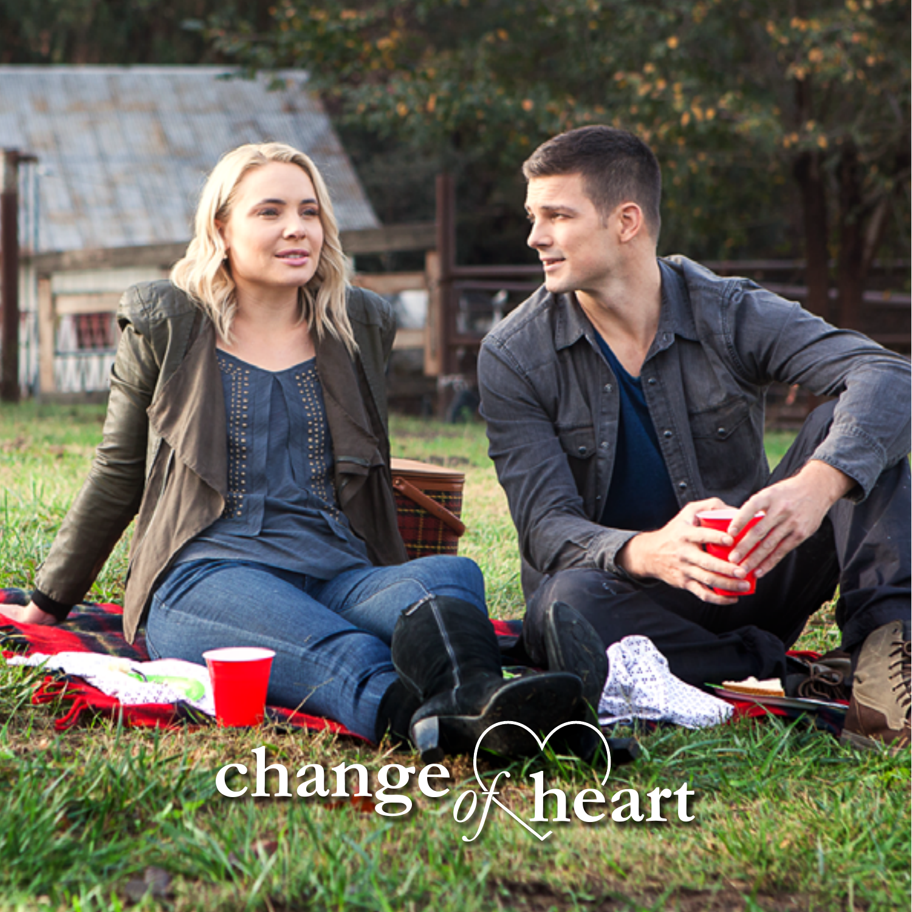change of heart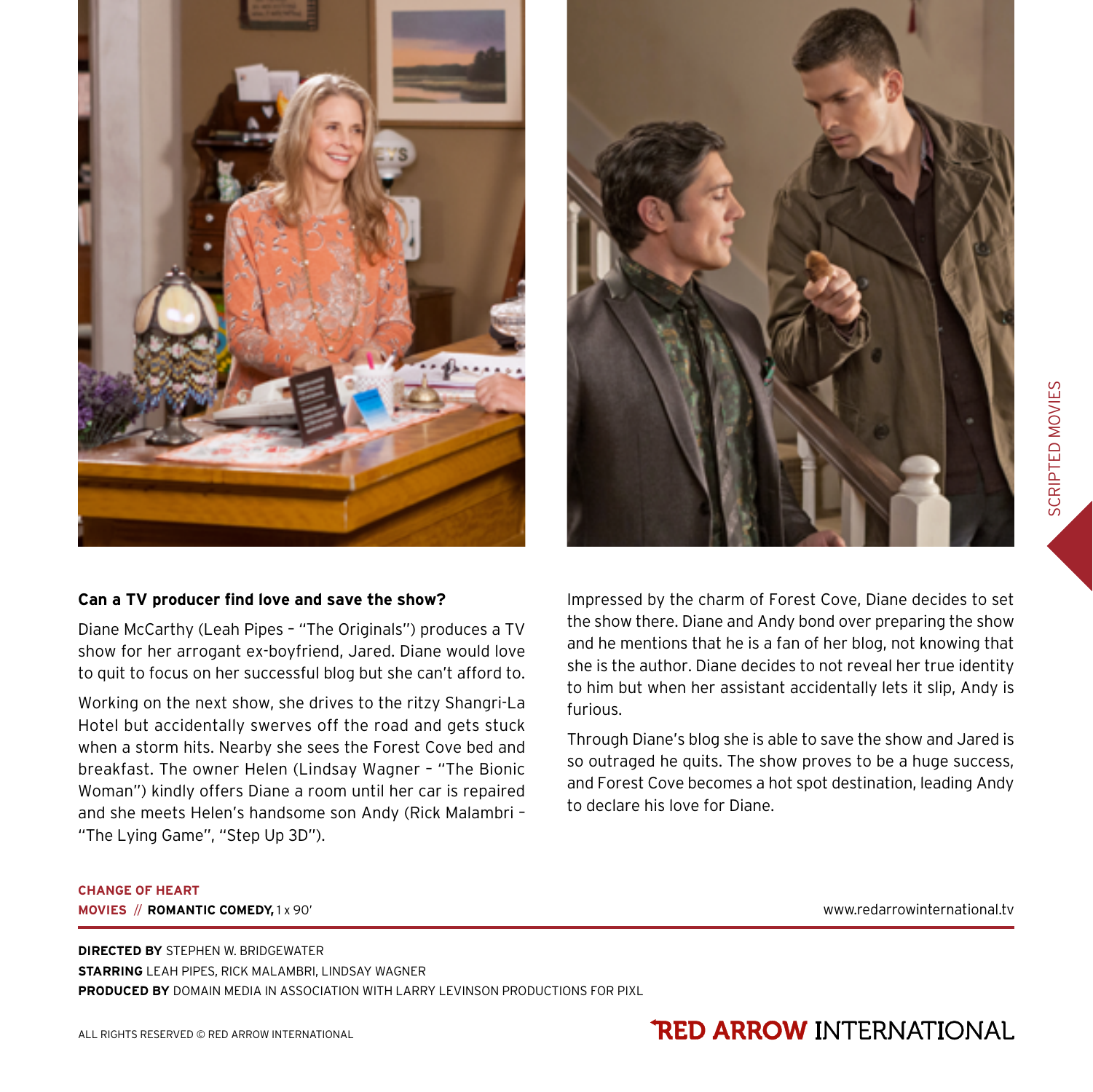**Can a TV producer find love and save the show?**

Diane McCarthy (Leah Pipes – "The Originals") produces a TV show for her arrogant ex-boyfriend, Jared. Diane would love to quit to focus on her successful blog but she can't afford to.

Working on the next show, she drives to the ritzy Shangri-La Hotel but accidentally swerves off the road and gets stuck when a storm hits. Nearby she sees the Forest Cove bed and breakfast. The owner Helen (Lindsay Wagner – "The Bionic Woman") kindly offers Diane a room until her car is repaired and she meets Helen's handsome son Andy (Rick Malambri – "The Lying Game", "Step Up 3D").

Impressed by the charm of Forest Cove, Diane decides to set the show there. Diane and Andy bond over preparing the show and he mentions that he is a fan of her blog, not knowing that she is the author. Diane decides to not reveal her true identity to him but when her assistant accidentally lets it slip, Andy is furious.

Through Diane's blog she is able to save the show and Jared is so outraged he quits. The show proves to be a huge success, and Forest Cove becomes a hot spot destination, leading Andy to declare his love for Diane.

**CHANGE OF HEART**
**MOVIES** // **ROMANTIC COMEDY,** 1 x 90'

www.redarrowinternational.tv

**DIRECTED BY** STEPHEN W. BRIDGEWATER
**STARRING** LEAH PIPES, RICK MALAMBRI, LINDSAY WAGNER
**PRODUCED BY** DOMAIN MEDIA IN ASSOCIATION WITH LARRY LEVINSON PRODUCTIONS FOR PIXL

ALL RIGHTS RESERVED © RED ARROW INTERNATIONAL

RED ARROW INTERNATIONAL